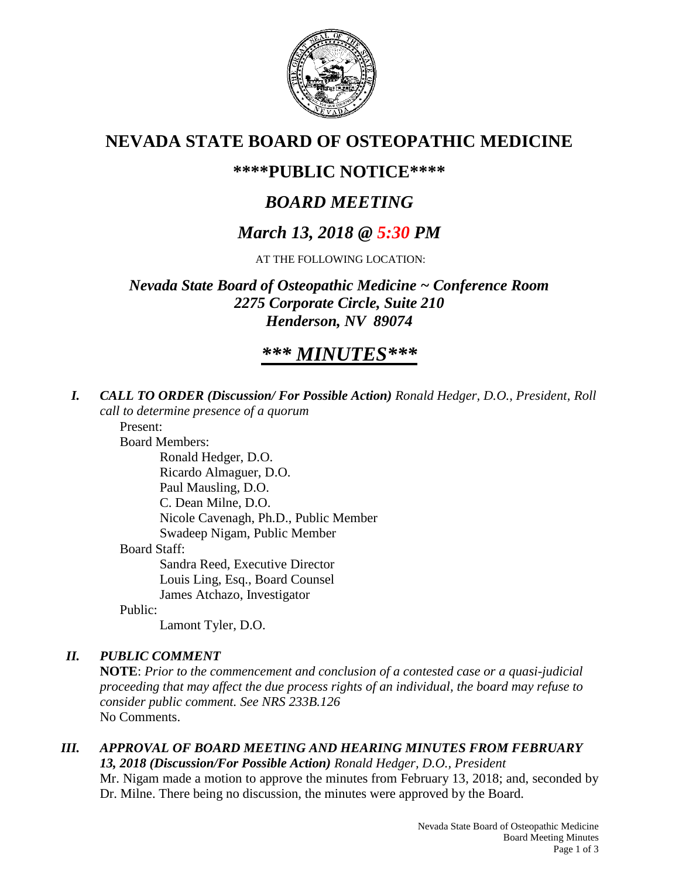# NEVADA STATE BOARD OF OSTEOPATHIC MEDICINE

## \*\*\*\*PUBLIC NOTICE\*\*\*\*

## *BOARD MEETING*

## *March 13, 2018 @ 5:30 PM*

AT THE FOLLOWING LOCATION:

***Nevada State Board of Osteopathic Medicine ~ Conference Room***
***2275 Corporate Circle, Suite 210***
***Henderson, NV 89074***

# ***\*\*\* MINUTES\*\*\****

***I. CALL TO ORDER (Discussion/ For Possible Action)*** *Ronald Hedger, D.O., President, Roll call to determine presence of a quorum*

Present:

Board Members:

- Ronald Hedger, D.O.
- Ricardo Almaguer, D.O.
- Paul Mausling, D.O.
- C. Dean Milne, D.O.
- Nicole Cavenagh, Ph.D., Public Member
- Swadeep Nigam, Public Member

Board Staff:

- Sandra Reed, Executive Director
- Louis Ling, Esq., Board Counsel
- James Atchazo, Investigator

Public:

- Lamont Tyler, D.O.

***II. PUBLIC COMMENT***

**NOTE**: *Prior to the commencement and conclusion of a contested case or a quasi-judicial proceeding that may affect the due process rights of an individual, the board may refuse to consider public comment. See NRS 233B.126*

No Comments.

***III. APPROVAL OF BOARD MEETING AND HEARING MINUTES FROM FEBRUARY 13, 2018 (Discussion/For Possible Action)*** *Ronald Hedger, D.O., President*

Mr. Nigam made a motion to approve the minutes from February 13, 2018; and, seconded by Dr. Milne. There being no discussion, the minutes were approved by the Board.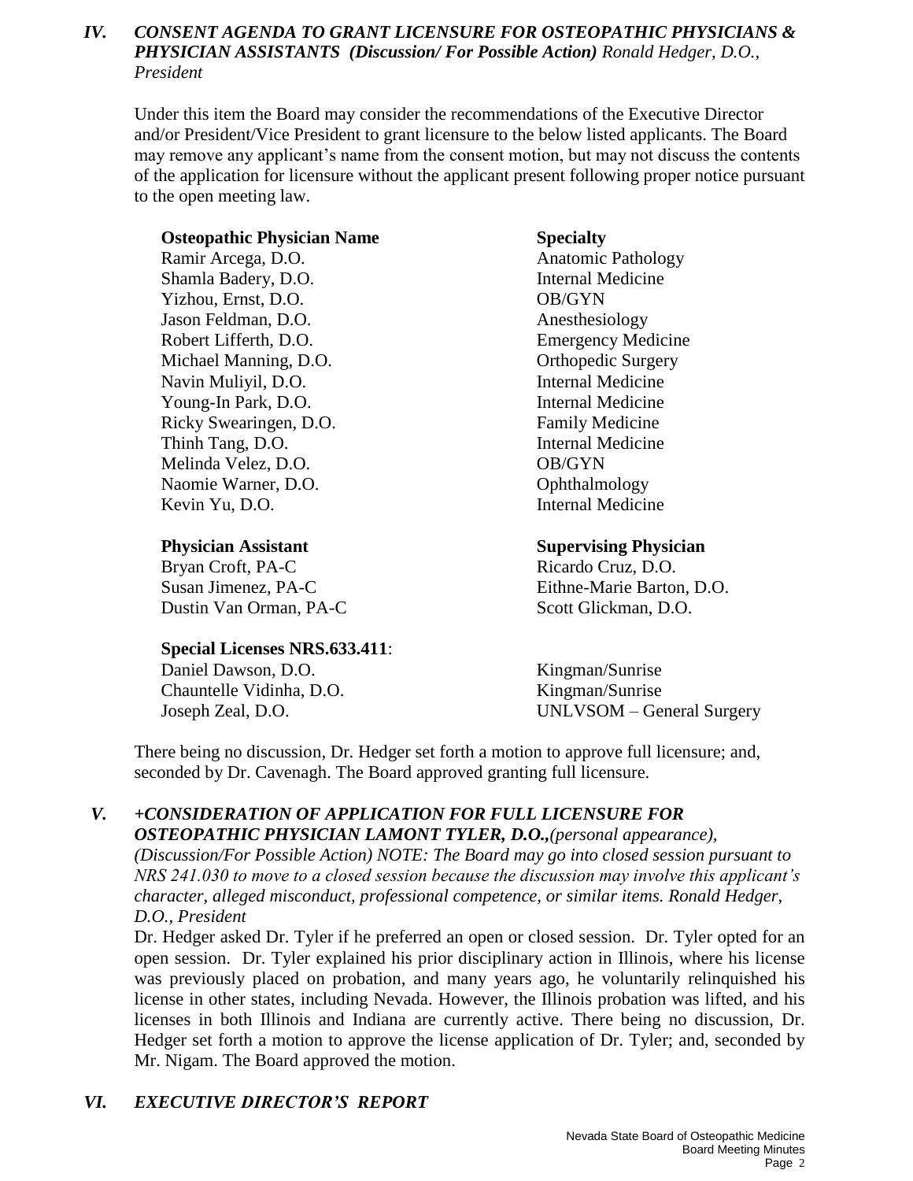## *IV. CONSENT AGENDA TO GRANT LICENSURE FOR OSTEOPATHIC PHYSICIANS & PHYSICIAN ASSISTANTS (Discussion/ For Possible Action) Ronald Hedger, D.O., President*

Under this item the Board may consider the recommendations of the Executive Director and/or President/Vice President to grant licensure to the below listed applicants. The Board may remove any applicant's name from the consent motion, but may not discuss the contents of the application for licensure without the applicant present following proper notice pursuant to the open meeting law.

| **Osteopathic Physician Name** | **Specialty** |
|---|---|
| Ramir Arcega, D.O. | Anatomic Pathology |
| Shamla Badery, D.O. | Internal Medicine |
| Yizhou, Ernst, D.O. | OB/GYN |
| Jason Feldman, D.O. | Anesthesiology |
| Robert Lifferth, D.O. | Emergency Medicine |
| Michael Manning, D.O. | Orthopedic Surgery |
| Navin Muliyil, D.O. | Internal Medicine |
| Young-In Park, D.O. | Internal Medicine |
| Ricky Swearingen, D.O. | Family Medicine |
| Thinh Tang, D.O. | Internal Medicine |
| Melinda Velez, D.O. | OB/GYN |
| Naomie Warner, D.O. | Ophthalmology |
| Kevin Yu, D.O. | Internal Medicine |

| **Physician Assistant** | **Supervising Physician** |
|---|---|
| Bryan Croft, PA-C | Ricardo Cruz, D.O. |
| Susan Jimenez, PA-C | Eithne-Marie Barton, D.O. |
| Dustin Van Orman, PA-C | Scott Glickman, D.O. |

| **Special Licenses NRS.633.411**: | |
|---|---|
| Daniel Dawson, D.O. | Kingman/Sunrise |
| Chauntelle Vidinha, D.O. | Kingman/Sunrise |
| Joseph Zeal, D.O. | UNLVSOM – General Surgery |

There being no discussion, Dr. Hedger set forth a motion to approve full licensure; and, seconded by Dr. Cavenagh. The Board approved granting full licensure.

## *V. +CONSIDERATION OF APPLICATION FOR FULL LICENSURE FOR OSTEOPATHIC PHYSICIAN LAMONT TYLER, D.O.,(personal appearance), (Discussion/For Possible Action) NOTE: The Board may go into closed session pursuant to NRS 241.030 to move to a closed session because the discussion may involve this applicant's character, alleged misconduct, professional competence, or similar items. Ronald Hedger, D.O., President*

Dr. Hedger asked Dr. Tyler if he preferred an open or closed session. Dr. Tyler opted for an open session. Dr. Tyler explained his prior disciplinary action in Illinois, where his license was previously placed on probation, and many years ago, he voluntarily relinquished his license in other states, including Nevada. However, the Illinois probation was lifted, and his licenses in both Illinois and Indiana are currently active. There being no discussion, Dr. Hedger set forth a motion to approve the license application of Dr. Tyler; and, seconded by Mr. Nigam. The Board approved the motion.

## *VI. EXECUTIVE DIRECTOR'S REPORT*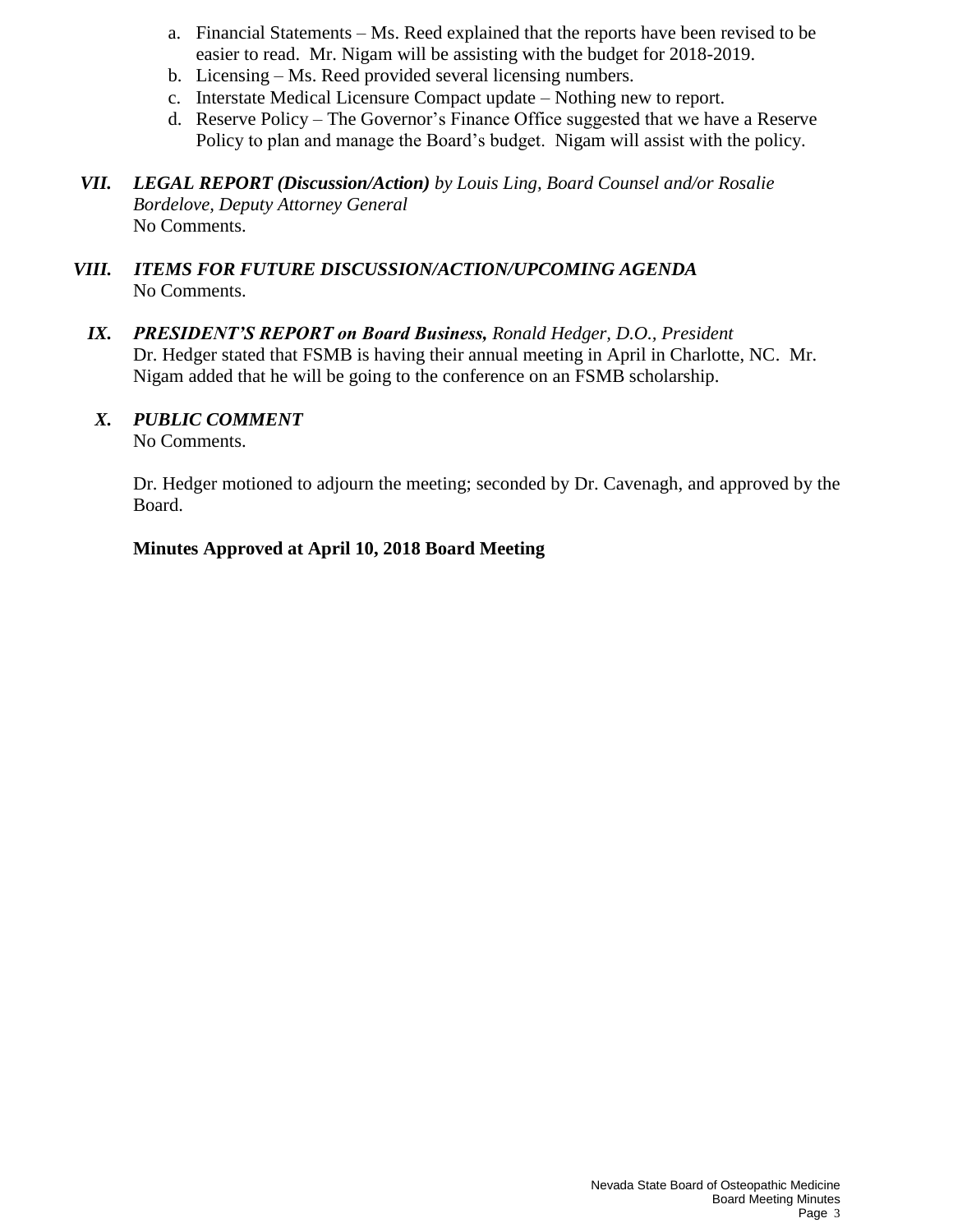a. Financial Statements – Ms. Reed explained that the reports have been revised to be easier to read. Mr. Nigam will be assisting with the budget for 2018-2019.
b. Licensing – Ms. Reed provided several licensing numbers.
c. Interstate Medical Licensure Compact update – Nothing new to report.
d. Reserve Policy – The Governor's Finance Office suggested that we have a Reserve Policy to plan and manage the Board's budget. Nigam will assist with the policy.

**VII. *LEGAL REPORT (Discussion/Action)*** *by Louis Ling, Board Counsel and/or Rosalie Bordelove, Deputy Attorney General*
No Comments.

**VIII. *ITEMS FOR FUTURE DISCUSSION/ACTION/UPCOMING AGENDA***
No Comments.

**IX. *PRESIDENT'S REPORT on Board Business,*** *Ronald Hedger, D.O., President*
Dr. Hedger stated that FSMB is having their annual meeting in April in Charlotte, NC. Mr. Nigam added that he will be going to the conference on an FSMB scholarship.

**X. *PUBLIC COMMENT***
No Comments.

Dr. Hedger motioned to adjourn the meeting; seconded by Dr. Cavenagh, and approved by the Board.

**Minutes Approved at April 10, 2018 Board Meeting**